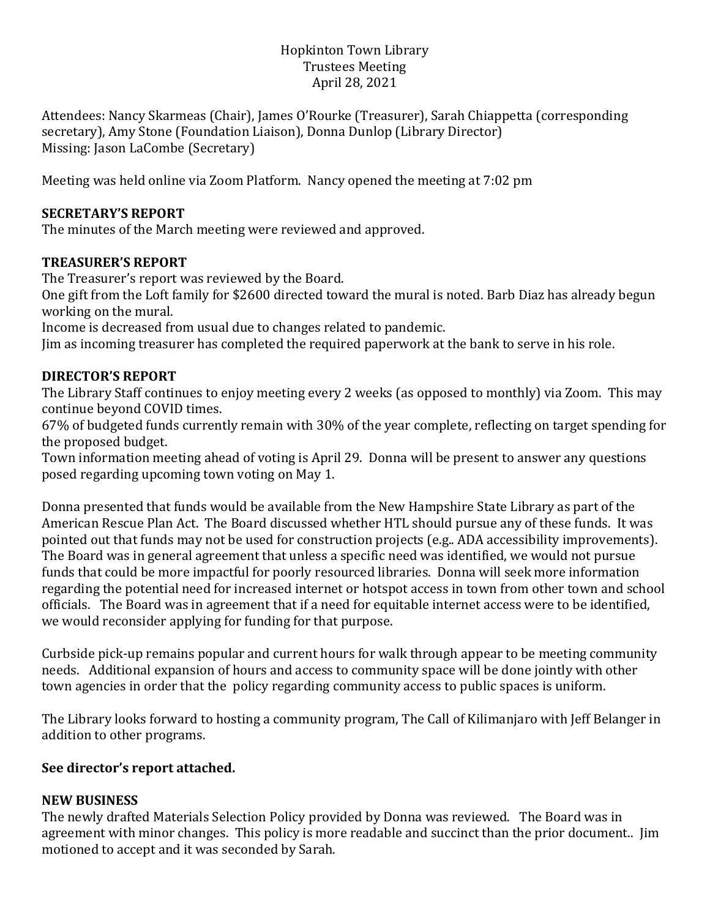Hopkinton Town Library
Trustees Meeting
April 28, 2021

Attendees: Nancy Skarmeas (Chair), James O'Rourke (Treasurer), Sarah Chiappetta (corresponding secretary), Amy Stone (Foundation Liaison), Donna Dunlop (Library Director)
Missing: Jason LaCombe (Secretary)

Meeting was held online via Zoom Platform. Nancy opened the meeting at 7:02 pm

**SECRETARY'S REPORT**
The minutes of the March meeting were reviewed and approved.

**TREASURER'S REPORT**
The Treasurer's report was reviewed by the Board.
One gift from the Loft family for $2600 directed toward the mural is noted. Barb Diaz has already begun working on the mural.
Income is decreased from usual due to changes related to pandemic.
Jim as incoming treasurer has completed the required paperwork at the bank to serve in his role.

**DIRECTOR'S REPORT**
The Library Staff continues to enjoy meeting every 2 weeks (as opposed to monthly) via Zoom. This may continue beyond COVID times.
67% of budgeted funds currently remain with 30% of the year complete, reflecting on target spending for the proposed budget.
Town information meeting ahead of voting is April 29. Donna will be present to answer any questions posed regarding upcoming town voting on May 1.

Donna presented that funds would be available from the New Hampshire State Library as part of the American Rescue Plan Act. The Board discussed whether HTL should pursue any of these funds. It was pointed out that funds may not be used for construction projects (e.g.. ADA accessibility improvements). The Board was in general agreement that unless a specific need was identified, we would not pursue funds that could be more impactful for poorly resourced libraries. Donna will seek more information regarding the potential need for increased internet or hotspot access in town from other town and school officials. The Board was in agreement that if a need for equitable internet access were to be identified, we would reconsider applying for funding for that purpose.

Curbside pick-up remains popular and current hours for walk through appear to be meeting community needs. Additional expansion of hours and access to community space will be done jointly with other town agencies in order that the policy regarding community access to public spaces is uniform.

The Library looks forward to hosting a community program, The Call of Kilimanjaro with Jeff Belanger in addition to other programs.

**See director's report attached.**

**NEW BUSINESS**
The newly drafted Materials Selection Policy provided by Donna was reviewed. The Board was in agreement with minor changes. This policy is more readable and succinct than the prior document.. Jim motioned to accept and it was seconded by Sarah.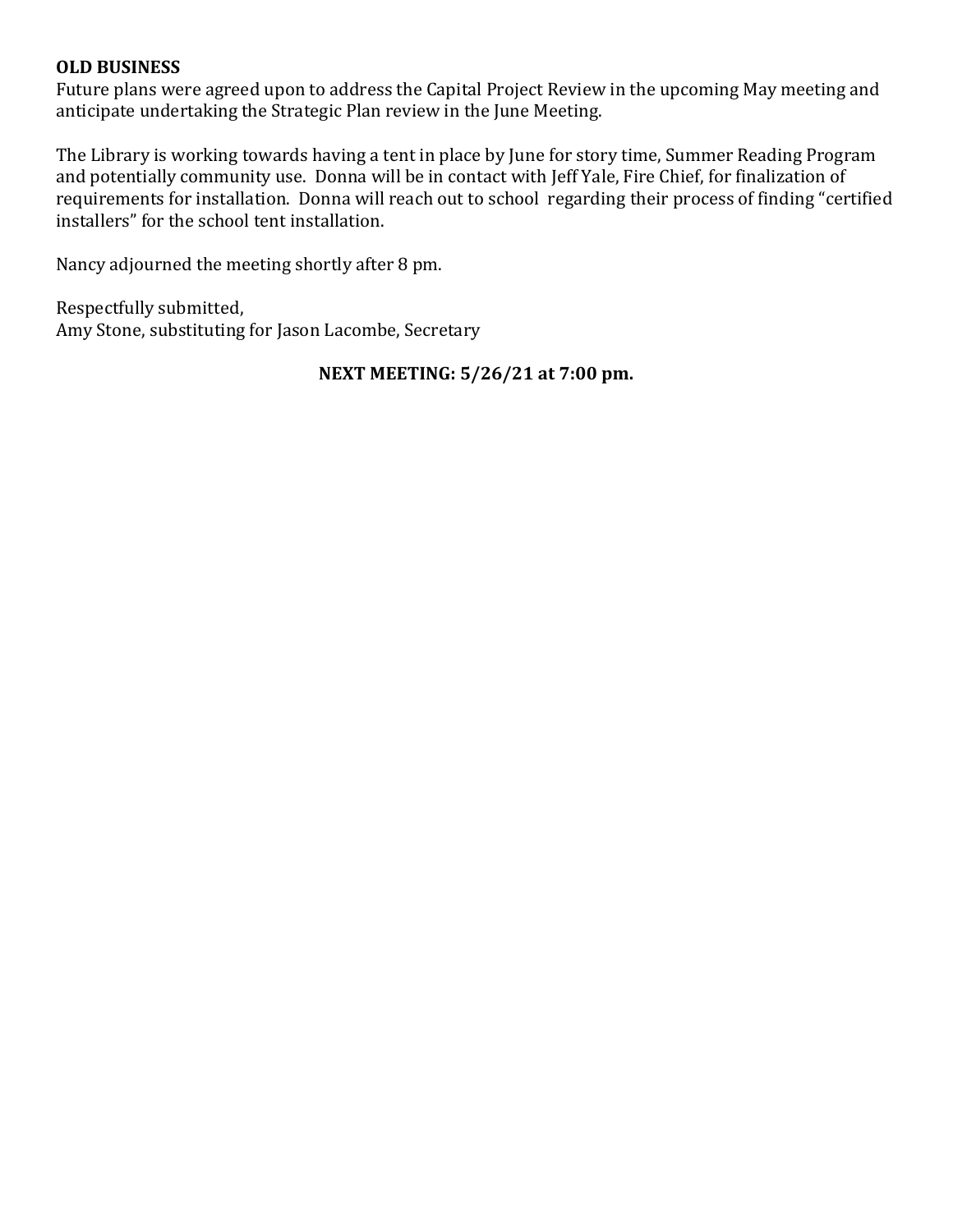**OLD BUSINESS**
Future plans were agreed upon to address the Capital Project Review in the upcoming May meeting and anticipate undertaking the Strategic Plan review in the June Meeting.

The Library is working towards having a tent in place by June for story time, Summer Reading Program and potentially community use. Donna will be in contact with Jeff Yale, Fire Chief, for finalization of requirements for installation. Donna will reach out to school regarding their process of finding "certified installers" for the school tent installation.

Nancy adjourned the meeting shortly after 8 pm.

Respectfully submitted,
Amy Stone, substituting for Jason Lacombe, Secretary

**NEXT MEETING: 5/26/21 at 7:00 pm.**